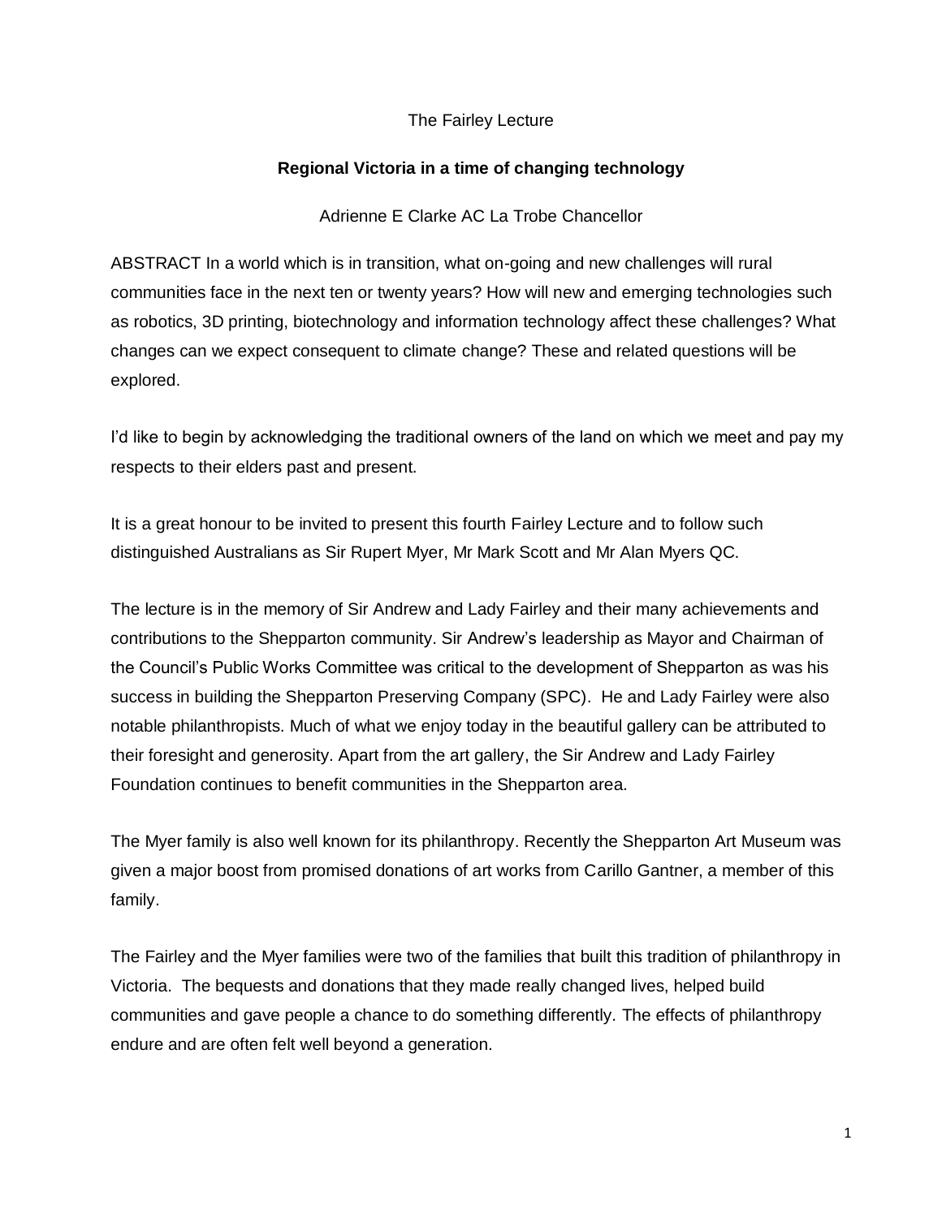The Fairley Lecture

# Regional Victoria in a time of changing technology

Adrienne E Clarke AC La Trobe Chancellor

ABSTRACT In a world which is in transition, what on-going and new challenges will rural communities face in the next ten or twenty years? How will new and emerging technologies such as robotics, 3D printing, biotechnology and information technology affect these challenges? What changes can we expect consequent to climate change? These and related questions will be explored.

I'd like to begin by acknowledging the traditional owners of the land on which we meet and pay my respects to their elders past and present.

It is a great honour to be invited to present this fourth Fairley Lecture and to follow such distinguished Australians as Sir Rupert Myer, Mr Mark Scott and Mr Alan Myers QC.

The lecture is in the memory of Sir Andrew and Lady Fairley and their many achievements and contributions to the Shepparton community. Sir Andrew's leadership as Mayor and Chairman of the Council's Public Works Committee was critical to the development of Shepparton as was his success in building the Shepparton Preserving Company (SPC). He and Lady Fairley were also notable philanthropists. Much of what we enjoy today in the beautiful gallery can be attributed to their foresight and generosity. Apart from the art gallery, the Sir Andrew and Lady Fairley Foundation continues to benefit communities in the Shepparton area.

The Myer family is also well known for its philanthropy. Recently the Shepparton Art Museum was given a major boost from promised donations of art works from Carillo Gantner, a member of this family.

The Fairley and the Myer families were two of the families that built this tradition of philanthropy in Victoria. The bequests and donations that they made really changed lives, helped build communities and gave people a chance to do something differently. The effects of philanthropy endure and are often felt well beyond a generation.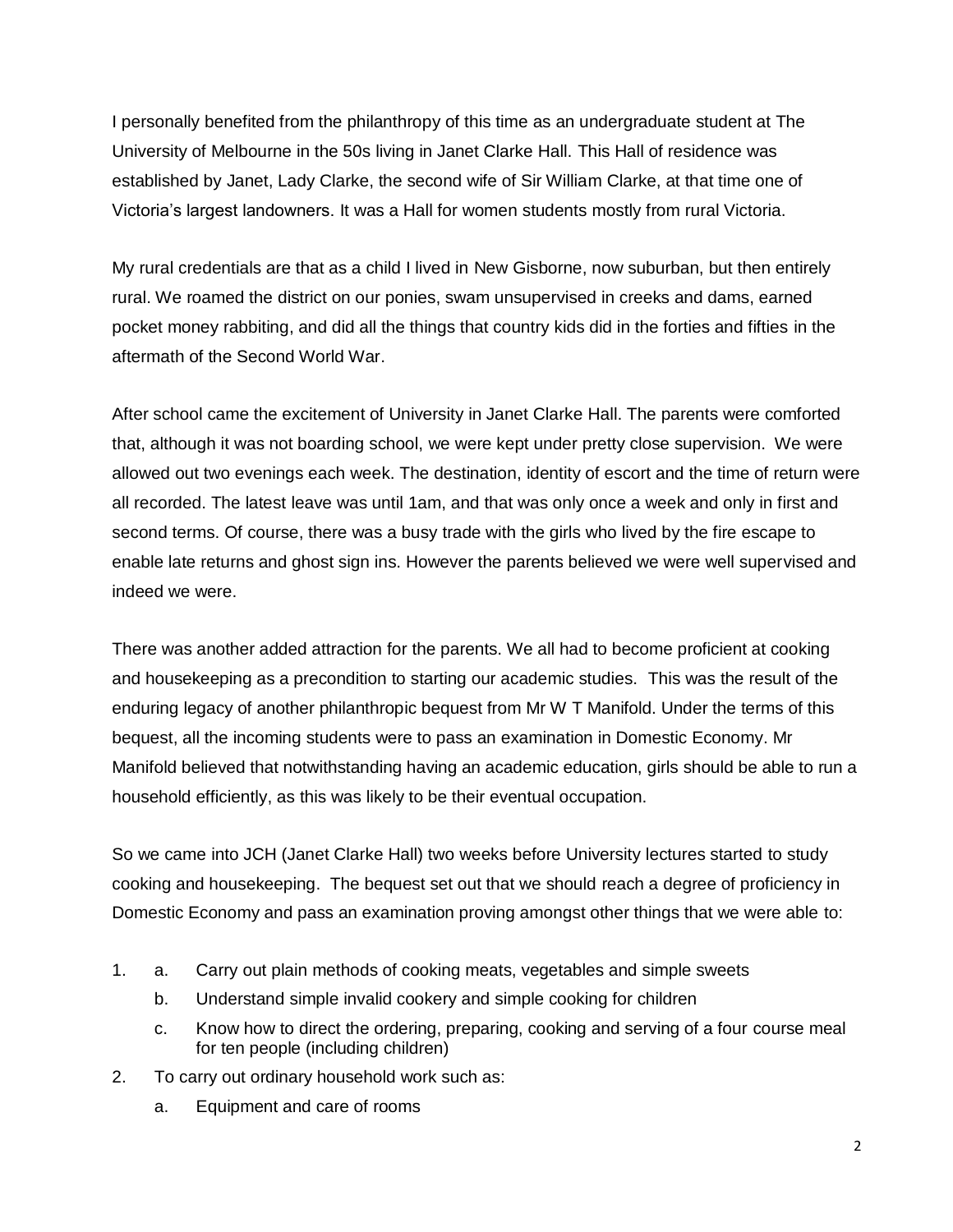I personally benefited from the philanthropy of this time as an undergraduate student at The University of Melbourne in the 50s living in Janet Clarke Hall. This Hall of residence was established by Janet, Lady Clarke, the second wife of Sir William Clarke, at that time one of Victoria's largest landowners. It was a Hall for women students mostly from rural Victoria.

My rural credentials are that as a child I lived in New Gisborne, now suburban, but then entirely rural. We roamed the district on our ponies, swam unsupervised in creeks and dams, earned pocket money rabbiting, and did all the things that country kids did in the forties and fifties in the aftermath of the Second World War.

After school came the excitement of University in Janet Clarke Hall. The parents were comforted that, although it was not boarding school, we were kept under pretty close supervision. We were allowed out two evenings each week. The destination, identity of escort and the time of return were all recorded. The latest leave was until 1am, and that was only once a week and only in first and second terms. Of course, there was a busy trade with the girls who lived by the fire escape to enable late returns and ghost sign ins. However the parents believed we were well supervised and indeed we were.

There was another added attraction for the parents. We all had to become proficient at cooking and housekeeping as a precondition to starting our academic studies. This was the result of the enduring legacy of another philanthropic bequest from Mr W T Manifold. Under the terms of this bequest, all the incoming students were to pass an examination in Domestic Economy. Mr Manifold believed that notwithstanding having an academic education, girls should be able to run a household efficiently, as this was likely to be their eventual occupation.

So we came into JCH (Janet Clarke Hall) two weeks before University lectures started to study cooking and housekeeping. The bequest set out that we should reach a degree of proficiency in Domestic Economy and pass an examination proving amongst other things that we were able to:

1. a. Carry out plain methods of cooking meats, vegetables and simple sweets
   b. Understand simple invalid cookery and simple cooking for children
   c. Know how to direct the ordering, preparing, cooking and serving of a four course meal for ten people (including children)
2. To carry out ordinary household work such as:
   a. Equipment and care of rooms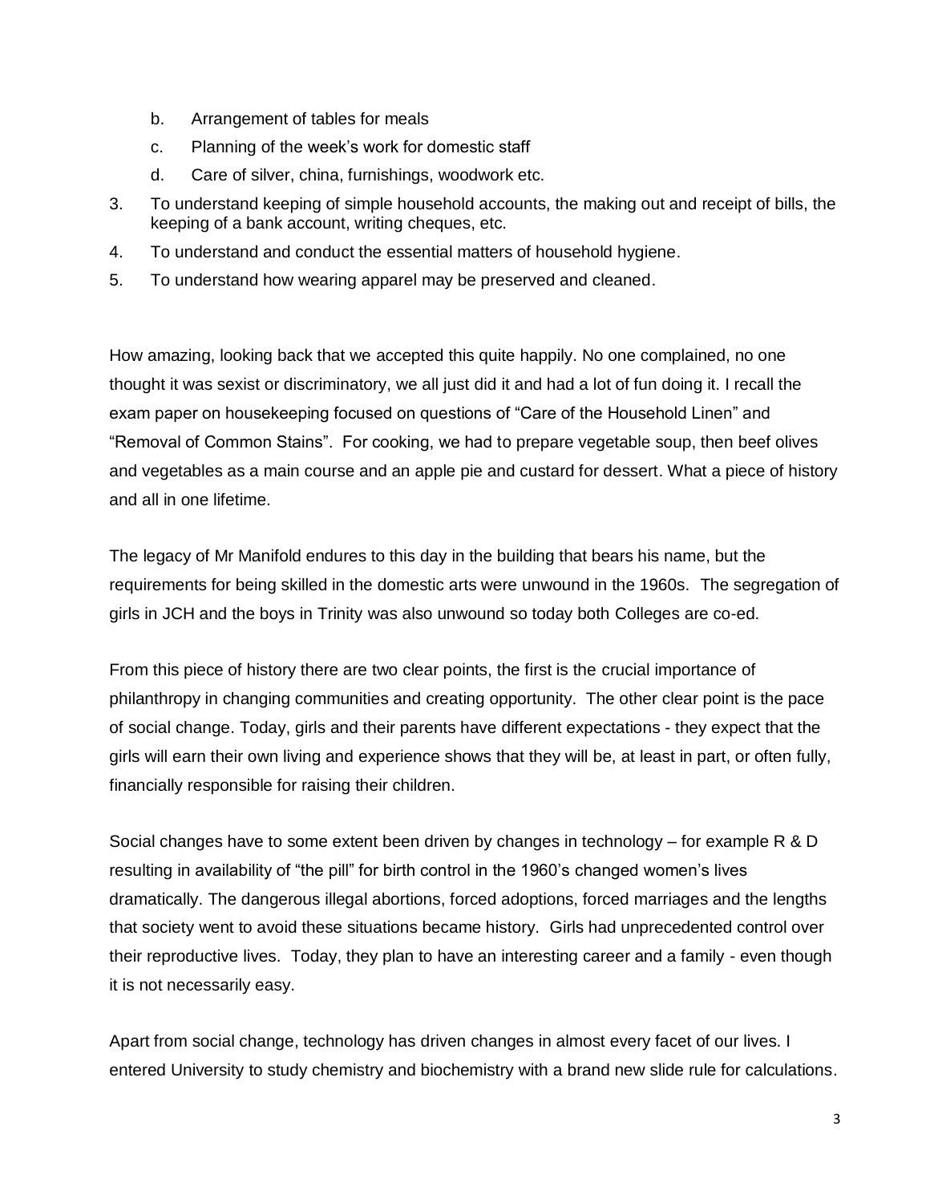b. Arrangement of tables for meals
c. Planning of the week's work for domestic staff
d. Care of silver, china, furnishings, woodwork etc.

3. To understand keeping of simple household accounts, the making out and receipt of bills, the keeping of a bank account, writing cheques, etc.
4. To understand and conduct the essential matters of household hygiene.
5. To understand how wearing apparel may be preserved and cleaned.

How amazing, looking back that we accepted this quite happily. No one complained, no one thought it was sexist or discriminatory, we all just did it and had a lot of fun doing it. I recall the exam paper on housekeeping focused on questions of "Care of the Household Linen" and "Removal of Common Stains". For cooking, we had to prepare vegetable soup, then beef olives and vegetables as a main course and an apple pie and custard for dessert. What a piece of history and all in one lifetime.

The legacy of Mr Manifold endures to this day in the building that bears his name, but the requirements for being skilled in the domestic arts were unwound in the 1960s. The segregation of girls in JCH and the boys in Trinity was also unwound so today both Colleges are co-ed.

From this piece of history there are two clear points, the first is the crucial importance of philanthropy in changing communities and creating opportunity. The other clear point is the pace of social change. Today, girls and their parents have different expectations - they expect that the girls will earn their own living and experience shows that they will be, at least in part, or often fully, financially responsible for raising their children.

Social changes have to some extent been driven by changes in technology – for example R & D resulting in availability of "the pill" for birth control in the 1960's changed women's lives dramatically. The dangerous illegal abortions, forced adoptions, forced marriages and the lengths that society went to avoid these situations became history. Girls had unprecedented control over their reproductive lives. Today, they plan to have an interesting career and a family - even though it is not necessarily easy.

Apart from social change, technology has driven changes in almost every facet of our lives. I entered University to study chemistry and biochemistry with a brand new slide rule for calculations.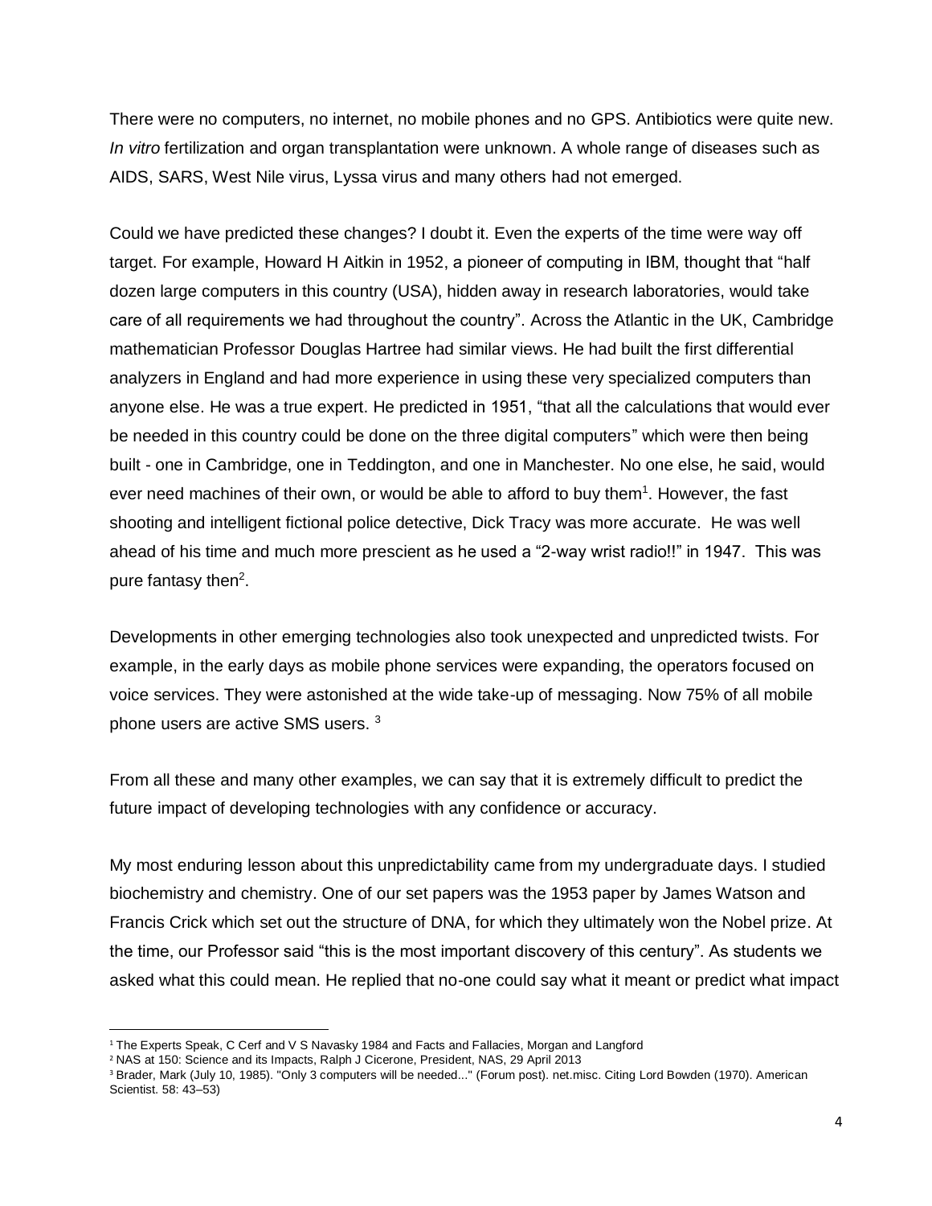There were no computers, no internet, no mobile phones and no GPS. Antibiotics were quite new. *In vitro* fertilization and organ transplantation were unknown. A whole range of diseases such as AIDS, SARS, West Nile virus, Lyssa virus and many others had not emerged.

Could we have predicted these changes? I doubt it. Even the experts of the time were way off target. For example, Howard H Aitkin in 1952, a pioneer of computing in IBM, thought that "half dozen large computers in this country (USA), hidden away in research laboratories, would take care of all requirements we had throughout the country". Across the Atlantic in the UK, Cambridge mathematician Professor Douglas Hartree had similar views. He had built the first differential analyzers in England and had more experience in using these very specialized computers than anyone else. He was a true expert. He predicted in 1951, "that all the calculations that would ever be needed in this country could be done on the three digital computers" which were then being built - one in Cambridge, one in Teddington, and one in Manchester. No one else, he said, would ever need machines of their own, or would be able to afford to buy them[1]. However, the fast shooting and intelligent fictional police detective, Dick Tracy was more accurate. He was well ahead of his time and much more prescient as he used a "2-way wrist radio!!" in 1947. This was pure fantasy then[2].

Developments in other emerging technologies also took unexpected and unpredicted twists. For example, in the early days as mobile phone services were expanding, the operators focused on voice services. They were astonished at the wide take-up of messaging. Now 75% of all mobile phone users are active SMS users. [3]

From all these and many other examples, we can say that it is extremely difficult to predict the future impact of developing technologies with any confidence or accuracy.

My most enduring lesson about this unpredictability came from my undergraduate days. I studied biochemistry and chemistry. One of our set papers was the 1953 paper by James Watson and Francis Crick which set out the structure of DNA, for which they ultimately won the Nobel prize. At the time, our Professor said "this is the most important discovery of this century". As students we asked what this could mean. He replied that no-one could say what it meant or predict what impact

---

[1] The Experts Speak, C Cerf and V S Navasky 1984 and Facts and Fallacies, Morgan and Langford

[2] NAS at 150: Science and its Impacts, Ralph J Cicerone, President, NAS, 29 April 2013

[3] Brader, Mark (July 10, 1985). "Only 3 computers will be needed..." (Forum post). net.misc. Citing Lord Bowden (1970). American Scientist. 58: 43–53)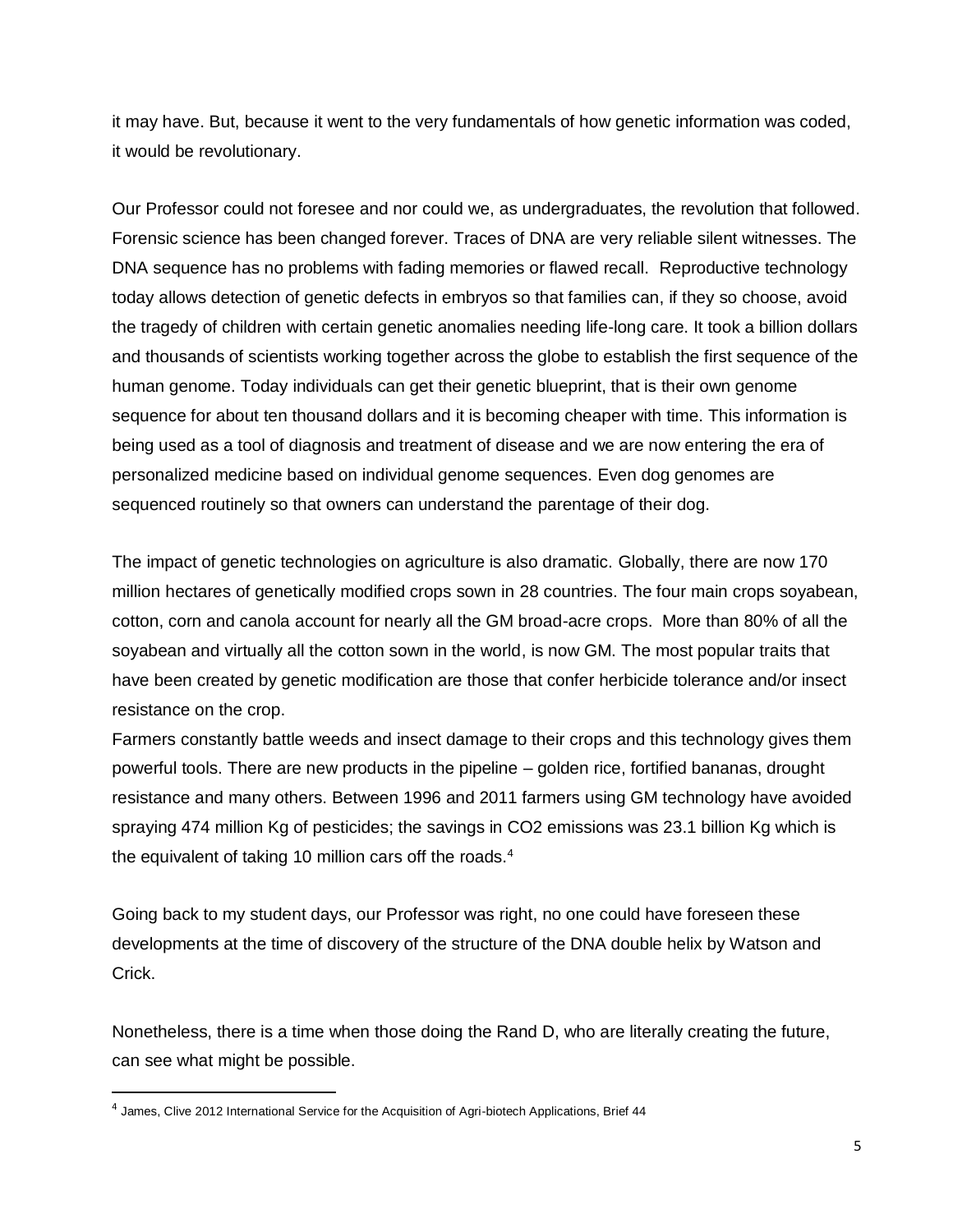it may have. But, because it went to the very fundamentals of how genetic information was coded, it would be revolutionary.

Our Professor could not foresee and nor could we, as undergraduates, the revolution that followed. Forensic science has been changed forever. Traces of DNA are very reliable silent witnesses. The DNA sequence has no problems with fading memories or flawed recall. Reproductive technology today allows detection of genetic defects in embryos so that families can, if they so choose, avoid the tragedy of children with certain genetic anomalies needing life-long care. It took a billion dollars and thousands of scientists working together across the globe to establish the first sequence of the human genome. Today individuals can get their genetic blueprint, that is their own genome sequence for about ten thousand dollars and it is becoming cheaper with time. This information is being used as a tool of diagnosis and treatment of disease and we are now entering the era of personalized medicine based on individual genome sequences. Even dog genomes are sequenced routinely so that owners can understand the parentage of their dog.

The impact of genetic technologies on agriculture is also dramatic. Globally, there are now 170 million hectares of genetically modified crops sown in 28 countries. The four main crops soyabean, cotton, corn and canola account for nearly all the GM broad-acre crops. More than 80% of all the soyabean and virtually all the cotton sown in the world, is now GM. The most popular traits that have been created by genetic modification are those that confer herbicide tolerance and/or insect resistance on the crop.
Farmers constantly battle weeds and insect damage to their crops and this technology gives them powerful tools. There are new products in the pipeline – golden rice, fortified bananas, drought resistance and many others. Between 1996 and 2011 farmers using GM technology have avoided spraying 474 million Kg of pesticides; the savings in $CO_2$ emissions was 23.1 billion Kg which is the equivalent of taking 10 million cars off the roads.[4]

Going back to my student days, our Professor was right, no one could have foreseen these developments at the time of discovery of the structure of the DNA double helix by Watson and Crick.

Nonetheless, there is a time when those doing the Rand D, who are literally creating the future, can see what might be possible.

[4] James, Clive 2012 International Service for the Acquisition of Agri-biotech Applications, Brief 44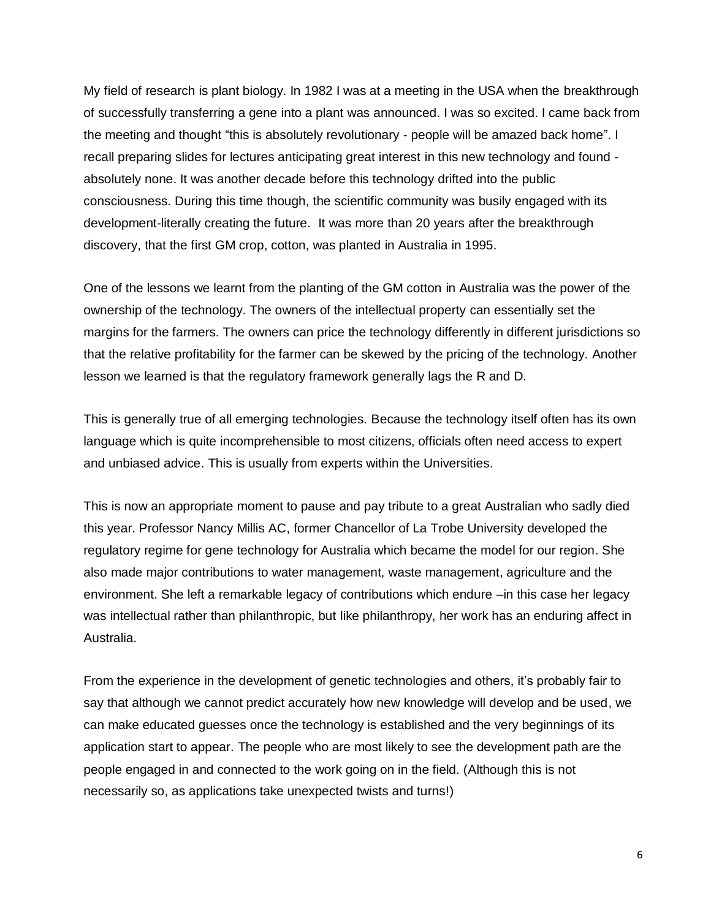My field of research is plant biology. In 1982 I was at a meeting in the USA when the breakthrough of successfully transferring a gene into a plant was announced. I was so excited. I came back from the meeting and thought "this is absolutely revolutionary - people will be amazed back home". I recall preparing slides for lectures anticipating great interest in this new technology and found - absolutely none. It was another decade before this technology drifted into the public consciousness. During this time though, the scientific community was busily engaged with its development-literally creating the future. It was more than 20 years after the breakthrough discovery, that the first GM crop, cotton, was planted in Australia in 1995.

One of the lessons we learnt from the planting of the GM cotton in Australia was the power of the ownership of the technology. The owners of the intellectual property can essentially set the margins for the farmers. The owners can price the technology differently in different jurisdictions so that the relative profitability for the farmer can be skewed by the pricing of the technology. Another lesson we learned is that the regulatory framework generally lags the R and D.

This is generally true of all emerging technologies. Because the technology itself often has its own language which is quite incomprehensible to most citizens, officials often need access to expert and unbiased advice. This is usually from experts within the Universities.

This is now an appropriate moment to pause and pay tribute to a great Australian who sadly died this year. Professor Nancy Millis AC, former Chancellor of La Trobe University developed the regulatory regime for gene technology for Australia which became the model for our region. She also made major contributions to water management, waste management, agriculture and the environment. She left a remarkable legacy of contributions which endure –in this case her legacy was intellectual rather than philanthropic, but like philanthropy, her work has an enduring affect in Australia.

From the experience in the development of genetic technologies and others, it's probably fair to say that although we cannot predict accurately how new knowledge will develop and be used, we can make educated guesses once the technology is established and the very beginnings of its application start to appear. The people who are most likely to see the development path are the people engaged in and connected to the work going on in the field. (Although this is not necessarily so, as applications take unexpected twists and turns!)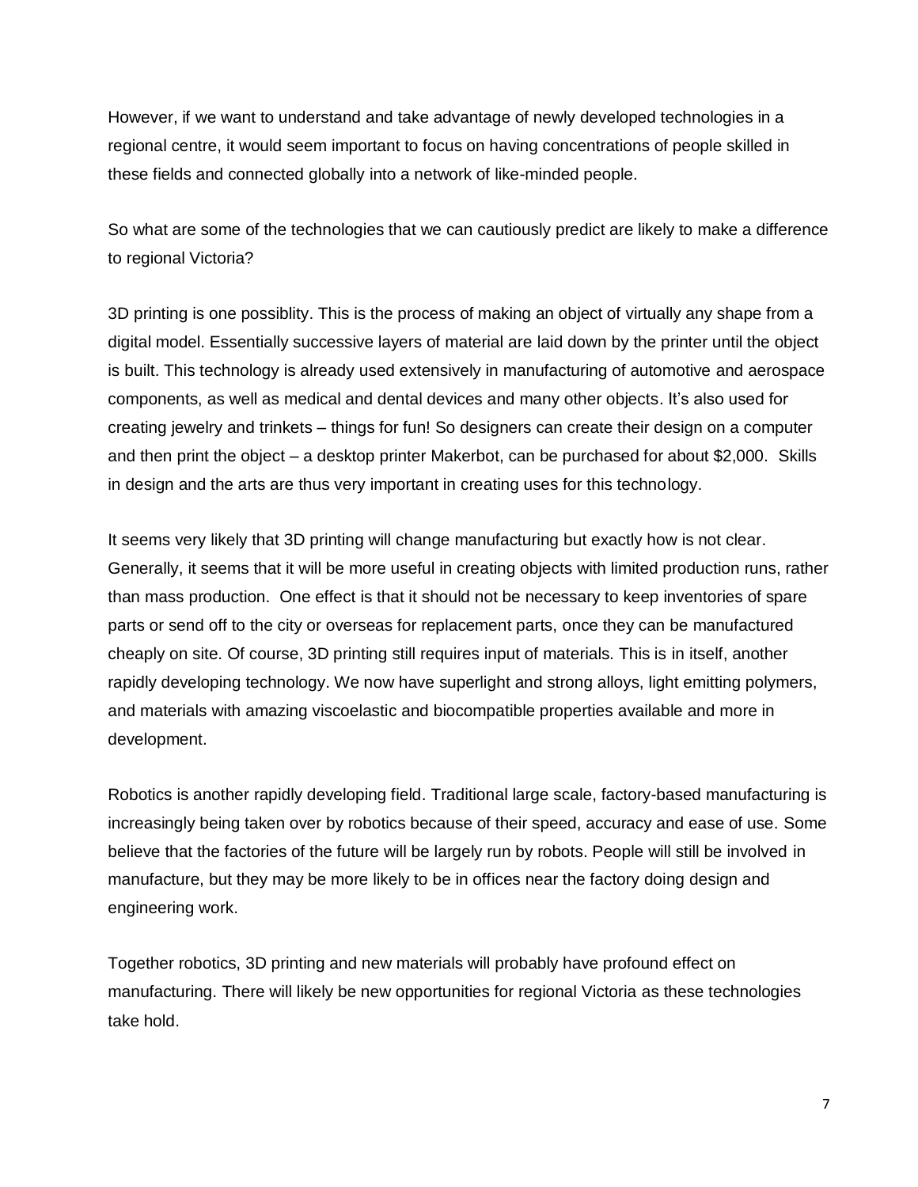However, if we want to understand and take advantage of newly developed technologies in a regional centre, it would seem important to focus on having concentrations of people skilled in these fields and connected globally into a network of like-minded people.

So what are some of the technologies that we can cautiously predict are likely to make a difference to regional Victoria?

3D printing is one possiblity. This is the process of making an object of virtually any shape from a digital model. Essentially successive layers of material are laid down by the printer until the object is built. This technology is already used extensively in manufacturing of automotive and aerospace components, as well as medical and dental devices and many other objects. It's also used for creating jewelry and trinkets – things for fun! So designers can create their design on a computer and then print the object – a desktop printer Makerbot, can be purchased for about $2,000. Skills in design and the arts are thus very important in creating uses for this technology.

It seems very likely that 3D printing will change manufacturing but exactly how is not clear. Generally, it seems that it will be more useful in creating objects with limited production runs, rather than mass production. One effect is that it should not be necessary to keep inventories of spare parts or send off to the city or overseas for replacement parts, once they can be manufactured cheaply on site. Of course, 3D printing still requires input of materials. This is in itself, another rapidly developing technology. We now have superlight and strong alloys, light emitting polymers, and materials with amazing viscoelastic and biocompatible properties available and more in development.

Robotics is another rapidly developing field. Traditional large scale, factory-based manufacturing is increasingly being taken over by robotics because of their speed, accuracy and ease of use. Some believe that the factories of the future will be largely run by robots. People will still be involved in manufacture, but they may be more likely to be in offices near the factory doing design and engineering work.

Together robotics, 3D printing and new materials will probably have profound effect on manufacturing. There will likely be new opportunities for regional Victoria as these technologies take hold.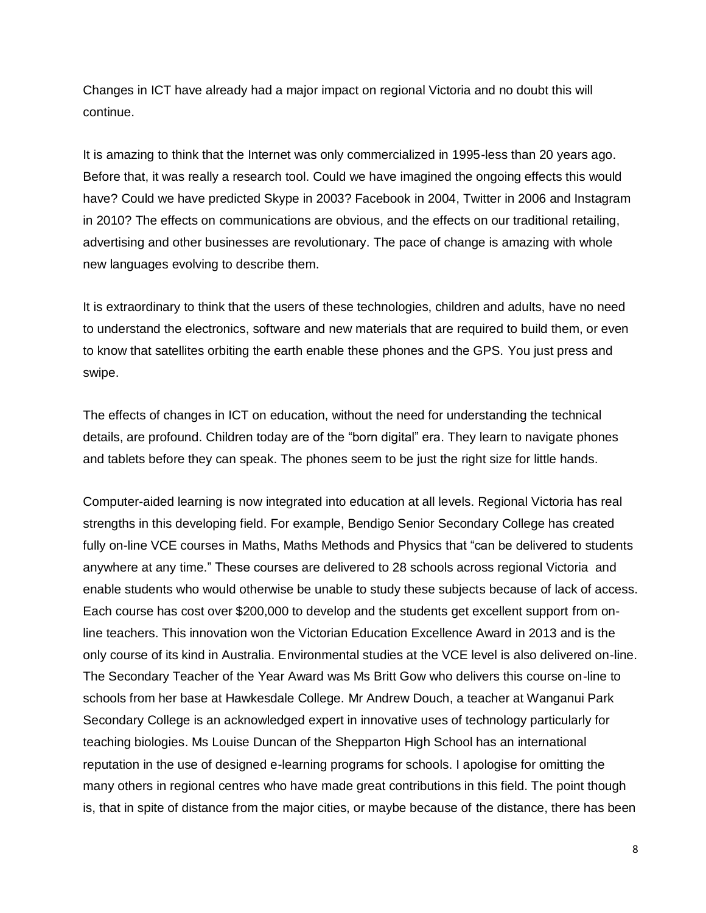Changes in ICT have already had a major impact on regional Victoria and no doubt this will continue.

It is amazing to think that the Internet was only commercialized in 1995-less than 20 years ago. Before that, it was really a research tool. Could we have imagined the ongoing effects this would have? Could we have predicted Skype in 2003? Facebook in 2004, Twitter in 2006 and Instagram in 2010? The effects on communications are obvious, and the effects on our traditional retailing, advertising and other businesses are revolutionary. The pace of change is amazing with whole new languages evolving to describe them.

It is extraordinary to think that the users of these technologies, children and adults, have no need to understand the electronics, software and new materials that are required to build them, or even to know that satellites orbiting the earth enable these phones and the GPS. You just press and swipe.

The effects of changes in ICT on education, without the need for understanding the technical details, are profound. Children today are of the "born digital" era. They learn to navigate phones and tablets before they can speak. The phones seem to be just the right size for little hands.

Computer-aided learning is now integrated into education at all levels. Regional Victoria has real strengths in this developing field. For example, Bendigo Senior Secondary College has created fully on-line VCE courses in Maths, Maths Methods and Physics that "can be delivered to students anywhere at any time." These courses are delivered to 28 schools across regional Victoria and enable students who would otherwise be unable to study these subjects because of lack of access. Each course has cost over $200,000 to develop and the students get excellent support from on-line teachers. This innovation won the Victorian Education Excellence Award in 2013 and is the only course of its kind in Australia. Environmental studies at the VCE level is also delivered on-line. The Secondary Teacher of the Year Award was Ms Britt Gow who delivers this course on-line to schools from her base at Hawkesdale College. Mr Andrew Douch, a teacher at Wanganui Park Secondary College is an acknowledged expert in innovative uses of technology particularly for teaching biologies. Ms Louise Duncan of the Shepparton High School has an international reputation in the use of designed e-learning programs for schools. I apologise for omitting the many others in regional centres who have made great contributions in this field. The point though is, that in spite of distance from the major cities, or maybe because of the distance, there has been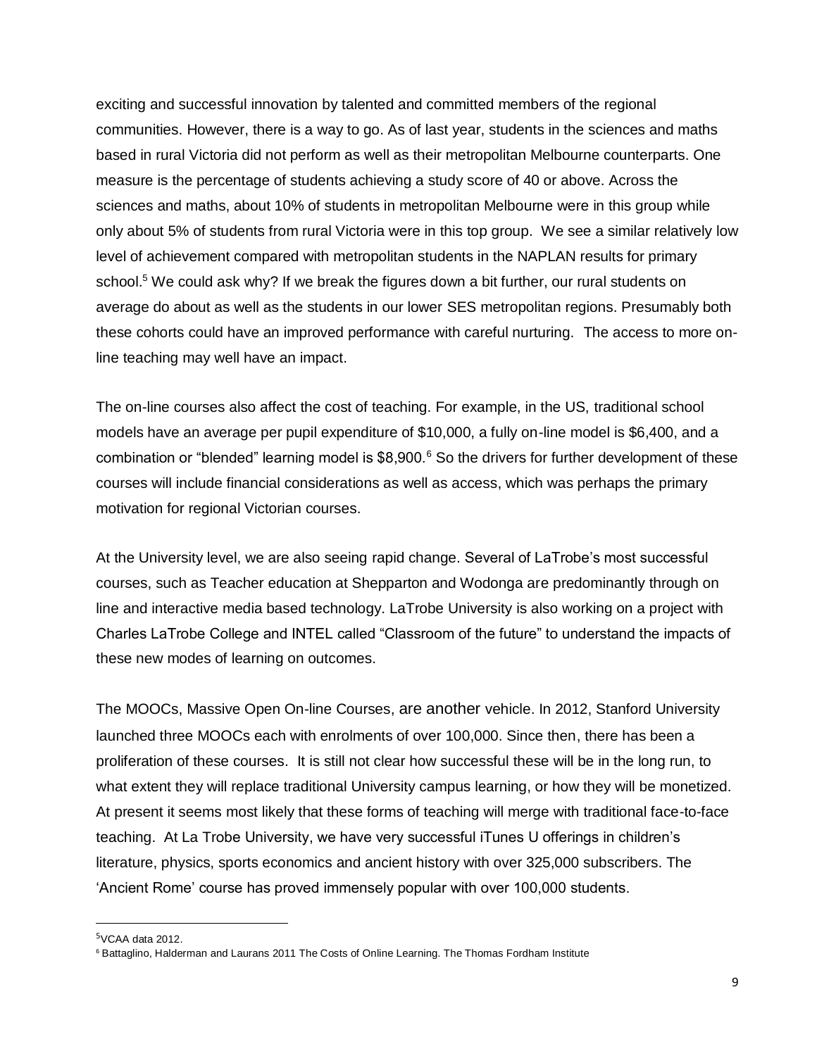exciting and successful innovation by talented and committed members of the regional communities. However, there is a way to go. As of last year, students in the sciences and maths based in rural Victoria did not perform as well as their metropolitan Melbourne counterparts. One measure is the percentage of students achieving a study score of 40 or above. Across the sciences and maths, about 10% of students in metropolitan Melbourne were in this group while only about 5% of students from rural Victoria were in this top group. We see a similar relatively low level of achievement compared with metropolitan students in the NAPLAN results for primary school.[5] We could ask why? If we break the figures down a bit further, our rural students on average do about as well as the students in our lower SES metropolitan regions. Presumably both these cohorts could have an improved performance with careful nurturing. The access to more on-line teaching may well have an impact.

The on-line courses also affect the cost of teaching. For example, in the US, traditional school models have an average per pupil expenditure of $10,000, a fully on-line model is $6,400, and a combination or "blended" learning model is $8,900.[6] So the drivers for further development of these courses will include financial considerations as well as access, which was perhaps the primary motivation for regional Victorian courses.

At the University level, we are also seeing rapid change. Several of LaTrobe's most successful courses, such as Teacher education at Shepparton and Wodonga are predominantly through on line and interactive media based technology. LaTrobe University is also working on a project with Charles LaTrobe College and INTEL called "Classroom of the future" to understand the impacts of these new modes of learning on outcomes.

The MOOCs, Massive Open On-line Courses, are another vehicle. In 2012, Stanford University launched three MOOCs each with enrolments of over 100,000. Since then, there has been a proliferation of these courses. It is still not clear how successful these will be in the long run, to what extent they will replace traditional University campus learning, or how they will be monetized. At present it seems most likely that these forms of teaching will merge with traditional face-to-face teaching. At La Trobe University, we have very successful iTunes U offerings in children's literature, physics, sports economics and ancient history with over 325,000 subscribers. The 'Ancient Rome' course has proved immensely popular with over 100,000 students.

---

[5] VCAA data 2012.

[6] Battaglino, Halderman and Laurans 2011 The Costs of Online Learning. The Thomas Fordham Institute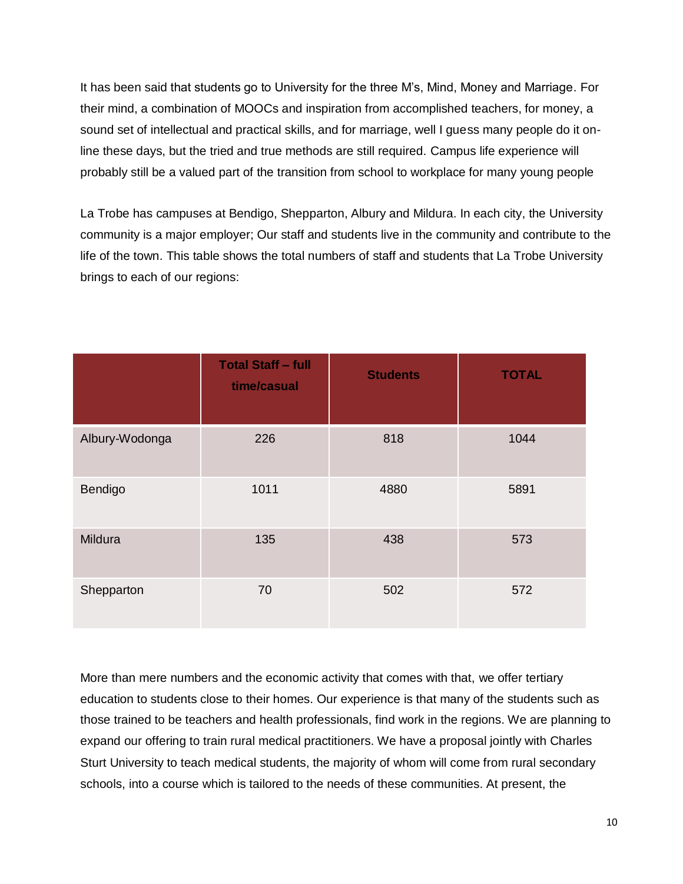It has been said that students go to University for the three M's, Mind, Money and Marriage. For their mind, a combination of MOOCs and inspiration from accomplished teachers, for money, a sound set of intellectual and practical skills, and for marriage, well I guess many people do it on-line these days, but the tried and true methods are still required. Campus life experience will probably still be a valued part of the transition from school to workplace for many young people

La Trobe has campuses at Bendigo, Shepparton, Albury and Mildura. In each city, the University community is a major employer; Our staff and students live in the community and contribute to the life of the town. This table shows the total numbers of staff and students that La Trobe University brings to each of our regions:

| | Total Staff – full time/casual | Students | TOTAL |
|---|---|---|---|
| Albury-Wodonga | 226 | 818 | 1044 |
| Bendigo | 1011 | 4880 | 5891 |
| Mildura | 135 | 438 | 573 |
| Shepparton | 70 | 502 | 572 |

More than mere numbers and the economic activity that comes with that, we offer tertiary education to students close to their homes. Our experience is that many of the students such as those trained to be teachers and health professionals, find work in the regions. We are planning to expand our offering to train rural medical practitioners. We have a proposal jointly with Charles Sturt University to teach medical students, the majority of whom will come from rural secondary schools, into a course which is tailored to the needs of these communities. At present, the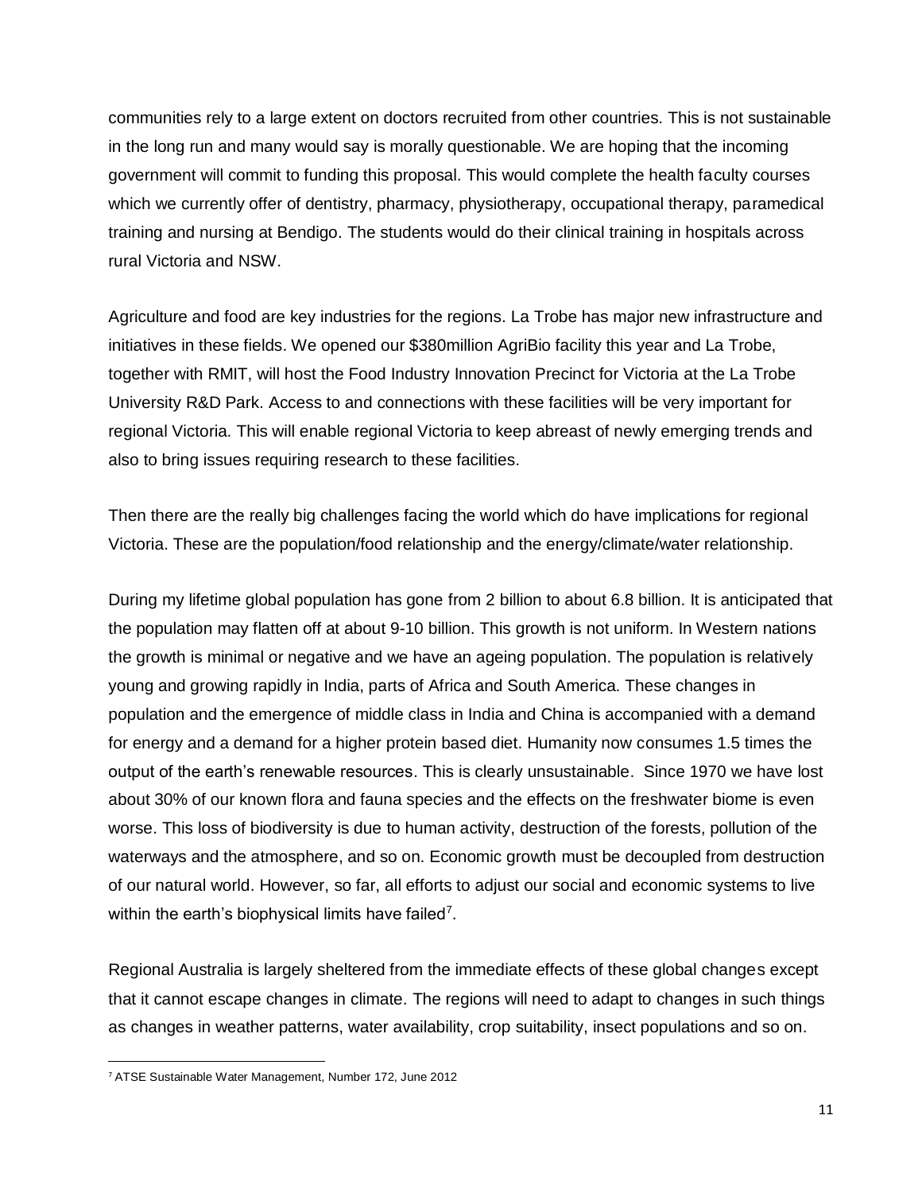communities rely to a large extent on doctors recruited from other countries. This is not sustainable in the long run and many would say is morally questionable. We are hoping that the incoming government will commit to funding this proposal. This would complete the health faculty courses which we currently offer of dentistry, pharmacy, physiotherapy, occupational therapy, paramedical training and nursing at Bendigo. The students would do their clinical training in hospitals across rural Victoria and NSW.

Agriculture and food are key industries for the regions. La Trobe has major new infrastructure and initiatives in these fields. We opened our $380million AgriBio facility this year and La Trobe, together with RMIT, will host the Food Industry Innovation Precinct for Victoria at the La Trobe University R&D Park. Access to and connections with these facilities will be very important for regional Victoria. This will enable regional Victoria to keep abreast of newly emerging trends and also to bring issues requiring research to these facilities.

Then there are the really big challenges facing the world which do have implications for regional Victoria. These are the population/food relationship and the energy/climate/water relationship.

During my lifetime global population has gone from 2 billion to about 6.8 billion. It is anticipated that the population may flatten off at about 9-10 billion. This growth is not uniform. In Western nations the growth is minimal or negative and we have an ageing population. The population is relatively young and growing rapidly in India, parts of Africa and South America. These changes in population and the emergence of middle class in India and China is accompanied with a demand for energy and a demand for a higher protein based diet. Humanity now consumes 1.5 times the output of the earth's renewable resources. This is clearly unsustainable. Since 1970 we have lost about 30% of our known flora and fauna species and the effects on the freshwater biome is even worse. This loss of biodiversity is due to human activity, destruction of the forests, pollution of the waterways and the atmosphere, and so on. Economic growth must be decoupled from destruction of our natural world. However, so far, all efforts to adjust our social and economic systems to live within the earth's biophysical limits have failed[7].

Regional Australia is largely sheltered from the immediate effects of these global changes except that it cannot escape changes in climate. The regions will need to adapt to changes in such things as changes in weather patterns, water availability, crop suitability, insect populations and so on.

[7] ATSE Sustainable Water Management, Number 172, June 2012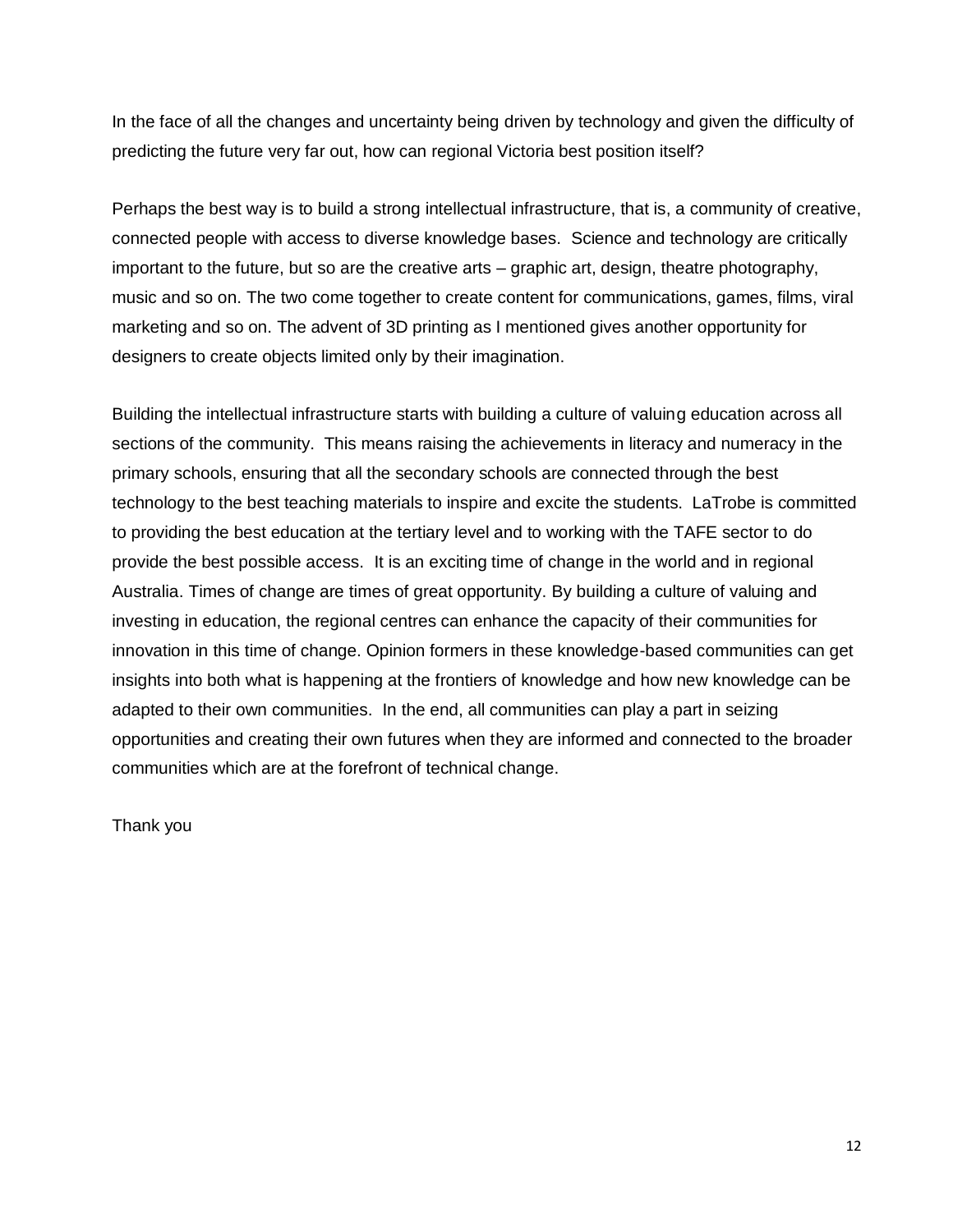In the face of all the changes and uncertainty being driven by technology and given the difficulty of predicting the future very far out, how can regional Victoria best position itself?

Perhaps the best way is to build a strong intellectual infrastructure, that is, a community of creative, connected people with access to diverse knowledge bases. Science and technology are critically important to the future, but so are the creative arts – graphic art, design, theatre photography, music and so on. The two come together to create content for communications, games, films, viral marketing and so on. The advent of 3D printing as I mentioned gives another opportunity for designers to create objects limited only by their imagination.

Building the intellectual infrastructure starts with building a culture of valuing education across all sections of the community. This means raising the achievements in literacy and numeracy in the primary schools, ensuring that all the secondary schools are connected through the best technology to the best teaching materials to inspire and excite the students. LaTrobe is committed to providing the best education at the tertiary level and to working with the TAFE sector to do provide the best possible access. It is an exciting time of change in the world and in regional Australia. Times of change are times of great opportunity. By building a culture of valuing and investing in education, the regional centres can enhance the capacity of their communities for innovation in this time of change. Opinion formers in these knowledge-based communities can get insights into both what is happening at the frontiers of knowledge and how new knowledge can be adapted to their own communities. In the end, all communities can play a part in seizing opportunities and creating their own futures when they are informed and connected to the broader communities which are at the forefront of technical change.

Thank you